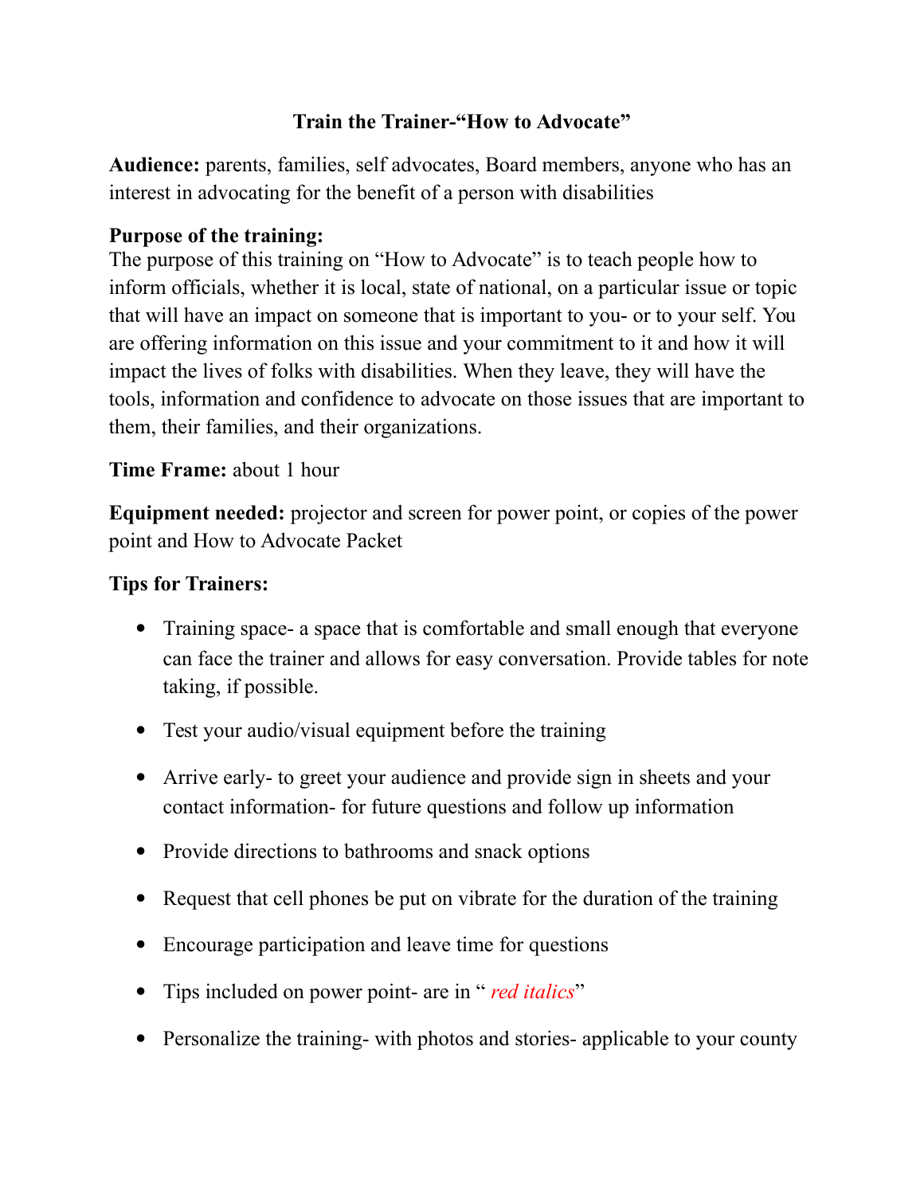# Train the Trainer-"How to Advocate"

**Audience:** parents, families, self advocates, Board members, anyone who has an interest in advocating for the benefit of a person with disabilities

**Purpose of the training:**
The purpose of this training on "How to Advocate" is to teach people how to inform officials, whether it is local, state of national, on a particular issue or topic that will have an impact on someone that is important to you- or to your self. You are offering information on this issue and your commitment to it and how it will impact the lives of folks with disabilities. When they leave, they will have the tools, information and confidence to advocate on those issues that are important to them, their families, and their organizations.

**Time Frame:** about 1 hour

**Equipment needed:** projector and screen for power point, or copies of the power point and How to Advocate Packet

**Tips for Trainers:**

- Training space- a space that is comfortable and small enough that everyone can face the trainer and allows for easy conversation. Provide tables for note taking, if possible.
- Test your audio/visual equipment before the training
- Arrive early- to greet your audience and provide sign in sheets and your contact information- for future questions and follow up information
- Provide directions to bathrooms and snack options
- Request that cell phones be put on vibrate for the duration of the training
- Encourage participation and leave time for questions
- Tips included on power point- are in " *red italics*"
- Personalize the training- with photos and stories- applicable to your county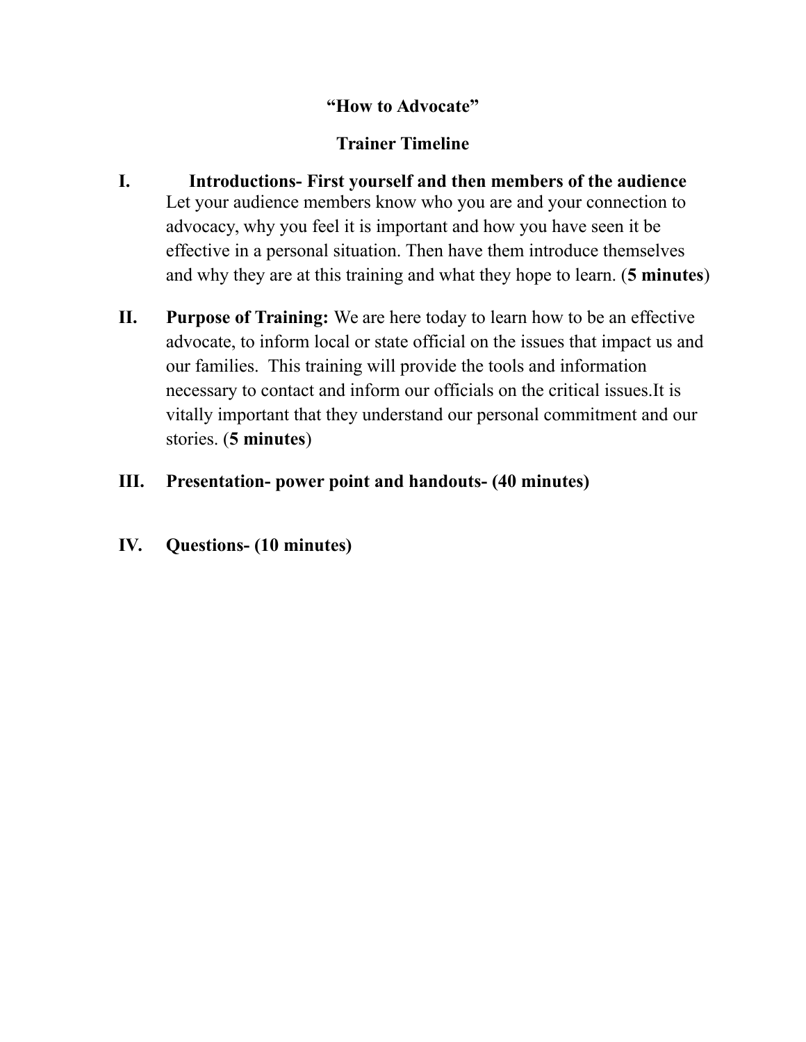**"How to Advocate"**

**Trainer Timeline**

I. **Introductions- First yourself and then members of the audience**
   Let your audience members know who you are and your connection to advocacy, why you feel it is important and how you have seen it be effective in a personal situation. Then have them introduce themselves and why they are at this training and what they hope to learn. (**5 minutes**)

II. **Purpose of Training:** We are here today to learn how to be an effective advocate, to inform local or state official on the issues that impact us and our families. This training will provide the tools and information necessary to contact and inform our officials on the critical issues.It is vitally important that they understand our personal commitment and our stories. (**5 minutes**)

III. **Presentation- power point and handouts- (40 minutes)**

IV. **Questions- (10 minutes)**